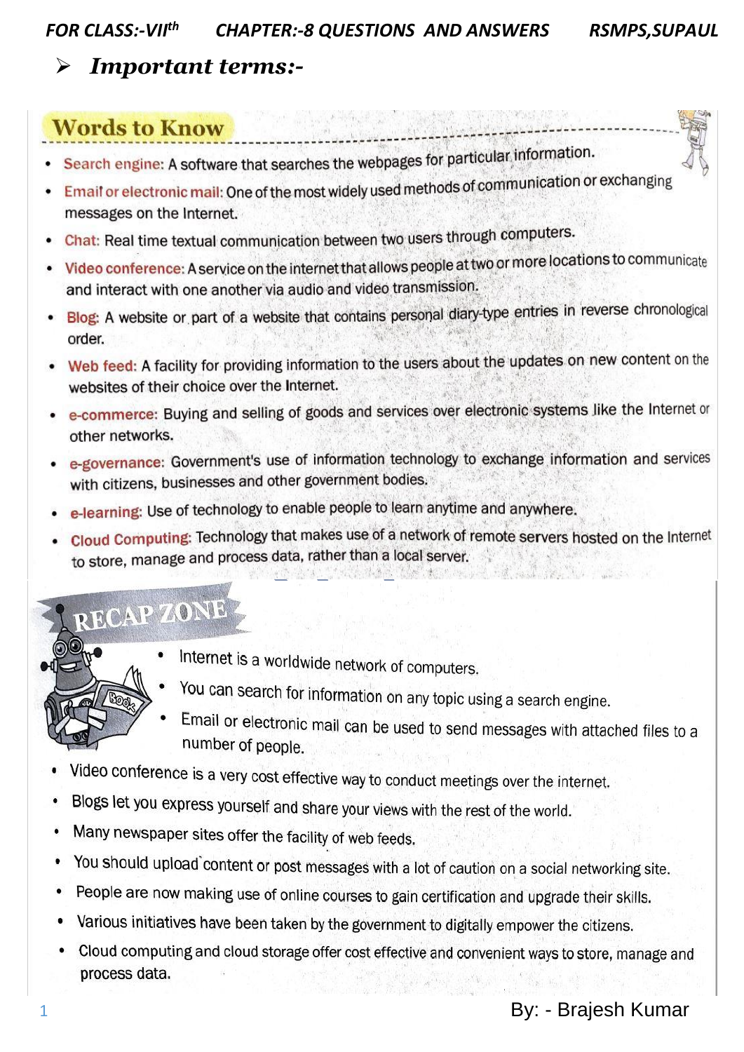- ***Important terms:-***

## Words to Know

- **Search engine:** A software that searches the webpages for particular information.
- **Email or electronic mail:** One of the most widely used methods of communication or exchanging messages on the Internet.
- **Chat:** Real time textual communication between two users through computers.
- **Video conference:** A service on the internet that allows people at two or more locations to communicate and interact with one another via audio and video transmission.
- **Blog:** A website or part of a website that contains personal diary-type entries in reverse chronological order.
- **Web feed:** A facility for providing information to the users about the updates on new content on the websites of their choice over the Internet.
- **e-commerce:** Buying and selling of goods and services over electronic systems like the Internet or other networks.
- **e-governance:** Government's use of information technology to exchange information and services with citizens, businesses and other government bodies.
- **e-learning:** Use of technology to enable people to learn anytime and anywhere.
- **Cloud Computing:** Technology that makes use of a network of remote servers hosted on the Internet to store, manage and process data, rather than a local server.

## RECAP ZONE

- Internet is a worldwide network of computers.
- You can search for information on any topic using a search engine.
- Email or electronic mail can be used to send messages with attached files to a number of people.
- Video conference is a very cost effective way to conduct meetings over the internet.
- Blogs let you express yourself and share your views with the rest of the world.
- Many newspaper sites offer the facility of web feeds.
- You should upload content or post messages with a lot of caution on a social networking site.
- People are now making use of online courses to gain certification and upgrade their skills.
- Various initiatives have been taken by the government to digitally empower the citizens.
- Cloud computing and cloud storage offer cost effective and convenient ways to store, manage and process data.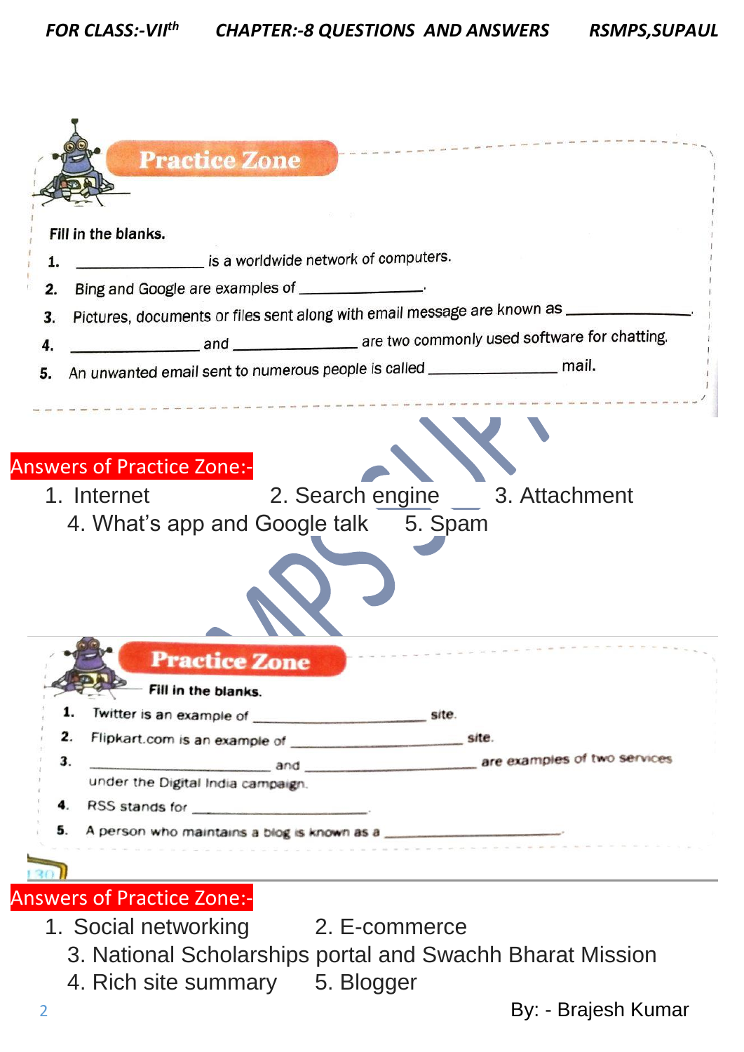## Practice Zone

**Fill in the blanks.**

1. ______________ is a worldwide network of computers.
2. Bing and Google are examples of ______________.
3. Pictures, documents or files sent along with email message are known as ______________.
4. ______________ and ______________ are two commonly used software for chatting.
5. An unwanted email sent to numerous people is called ______________ mail.

**Answers of Practice Zone:-**

1. Internet
2. Search engine
3. Attachment
4. What's app and Google talk
5. Spam

## Practice Zone

**Fill in the blanks.**

1. Twitter is an example of ______________ site.
2. Flipkart.com is an example of ______________ site.
3. ______________ and ______________ are examples of two services under the Digital India campaign.
4. RSS stands for ______________.
5. A person who maintains a blog is known as a ______________.

**Answers of Practice Zone:-**

1. Social networking
2. E-commerce
3. National Scholarships portal and Swachh Bharat Mission
4. Rich site summary
5. Blogger

By: - Brajesh Kumar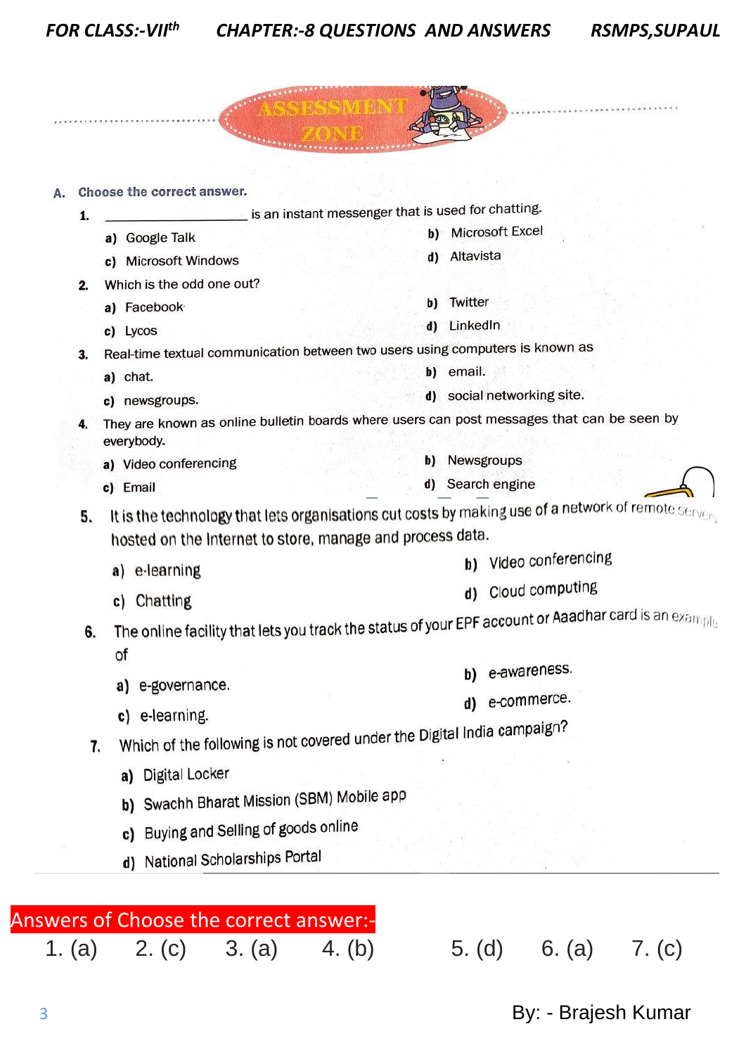# ASSESSMENT ZONE

**A. Choose the correct answer.**

1. \_\_\_\_\_\_\_\_\_\_\_\_\_\_\_\_\_\_ is an instant messenger that is used for chatting.
   - a) Google Talk
   - b) Microsoft Excel
   - c) Microsoft Windows
   - d) Altavista

2. Which is the odd one out?
   - a) Facebook
   - b) Twitter
   - c) Lycos
   - d) LinkedIn

3. Real-time textual communication between two users using computers is known as
   - a) chat.
   - b) email.
   - c) newsgroups.
   - d) social networking site.

4. They are known as online bulletin boards where users can post messages that can be seen by everybody.
   - a) Video conferencing
   - b) Newsgroups
   - c) Email
   - d) Search engine

5. It is the technology that lets organisations cut costs by making use of a network of remote server, hosted on the Internet to store, manage and process data.
   - a) e-learning
   - b) Video conferencing
   - c) Chatting
   - d) Cloud computing

6. The online facility that lets you track the status of your EPF account or Aaadhar card is an example of
   - a) e-governance.
   - b) e-awareness.
   - c) e-learning.
   - d) e-commerce.

7. Which of the following is not covered under the Digital India campaign?
   - a) Digital Locker
   - b) Swachh Bharat Mission (SBM) Mobile app
   - c) Buying and Selling of goods online
   - d) National Scholarships Portal

## Answers of Choose the correct answer:-

1. (a) 2. (c) 3. (a) 4. (b) 5. (d) 6. (a) 7. (c)

By: - Brajesh Kumar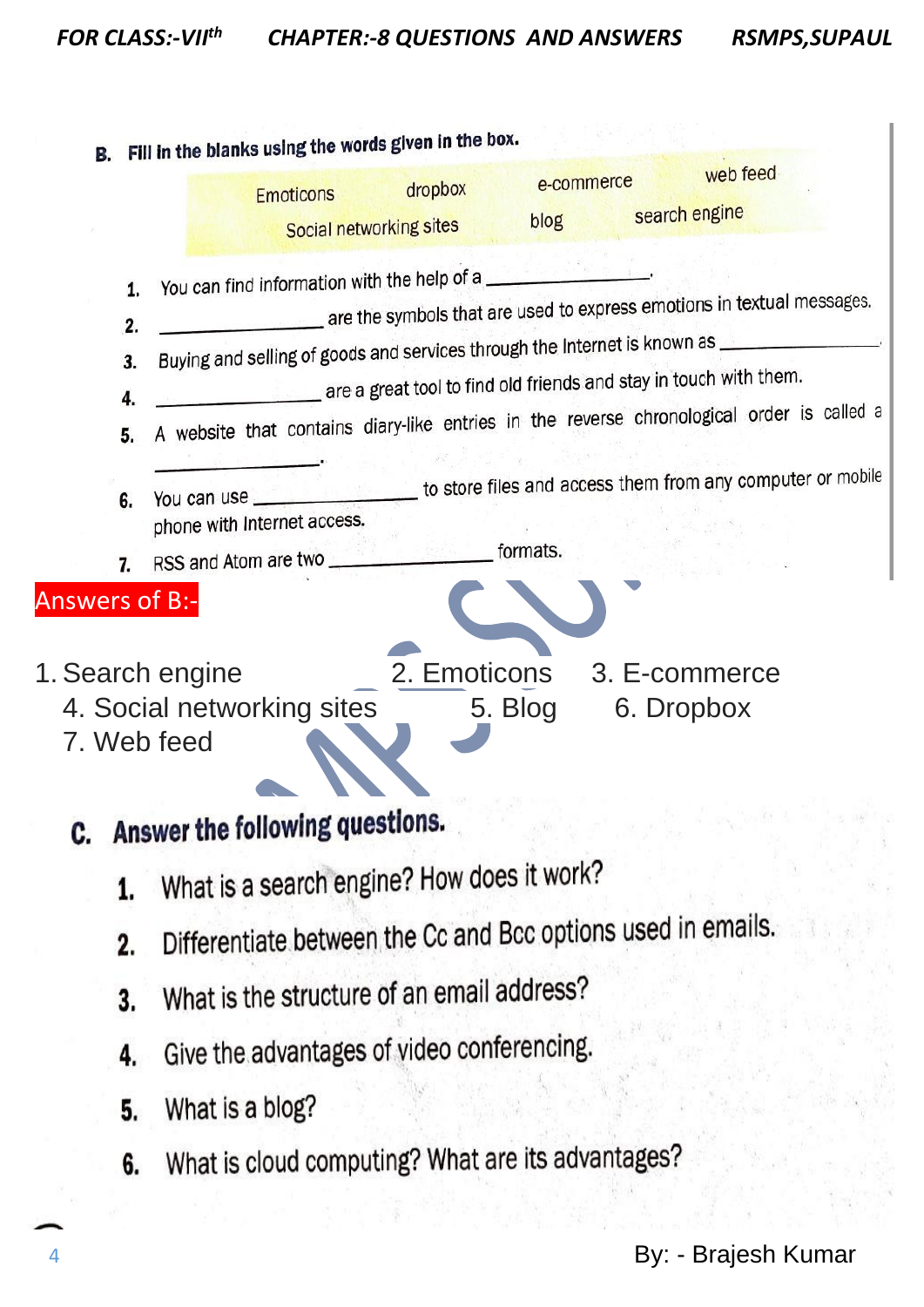**B. Fill in the blanks using the words given in the box.**

| Emoticons | dropbox | e-commerce | web feed |
|---|---|---|---|
| Social networking sites | | blog | search engine |

1. You can find information with the help of a ________________.
2. ________________ are the symbols that are used to express emotions in textual messages.
3. Buying and selling of goods and services through the Internet is known as ________________.
4. ________________ are a great tool to find old friends and stay in touch with them.
5. A website that contains diary-like entries in the reverse chronological order is called a ________________.
6. You can use ________________ to store files and access them from any computer or mobile phone with Internet access.
7. RSS and Atom are two ________________ formats.

**Answers of B:-**

1. Search engine
2. Emoticons
3. E-commerce
4. Social networking sites
5. Blog
6. Dropbox
7. Web feed

## C. Answer the following questions.

1. What is a search engine? How does it work?
2. Differentiate between the Cc and Bcc options used in emails.
3. What is the structure of an email address?
4. Give the advantages of video conferencing.
5. What is a blog?
6. What is cloud computing? What are its advantages?

By: - Brajesh Kumar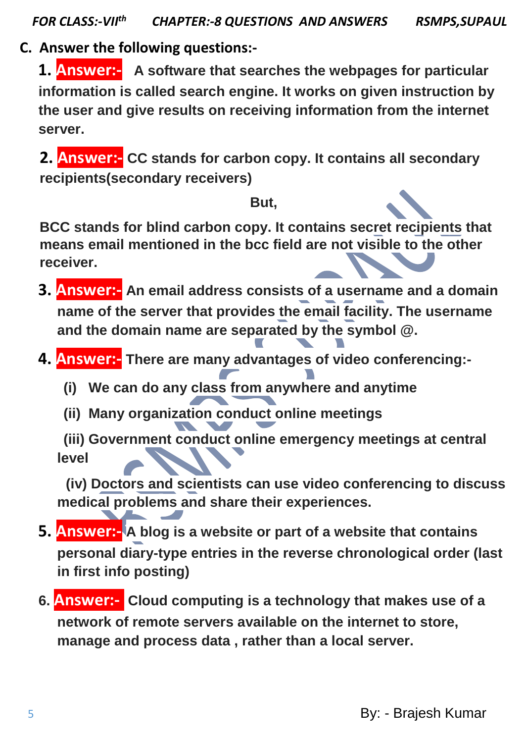## C. Answer the following questions:-

1. **Answer:-** **A software that searches the webpages for particular information is called search engine. It works on given instruction by the user and give results on receiving information from the internet server.**

2. **Answer:-** **CC stands for carbon copy. It contains all secondary recipients(secondary receivers)**

   **But,**

   **BCC stands for blind carbon copy. It contains secret recipients that means email mentioned in the bcc field are not visible to the other receiver.**

3. **Answer:-** **An email address consists of a username and a domain name of the server that provides the email facility. The username and the domain name are separated by the symbol @.**

4. **Answer:-** **There are many advantages of video conferencing:-**

   **(i) We can do any class from anywhere and anytime**

   **(ii) Many organization conduct online meetings**

   **(iii) Government conduct online emergency meetings at central level**

   **(iv) Doctors and scientists can use video conferencing to discuss medical problems and share their experiences.**

5. **Answer:-** **A blog is a website or part of a website that contains personal diary-type entries in the reverse chronological order (last in first info posting)**

6. **Answer:-** **Cloud computing is a technology that makes use of a network of remote servers available on the internet to store, manage and process data , rather than a local server.**

By: - Brajesh Kumar